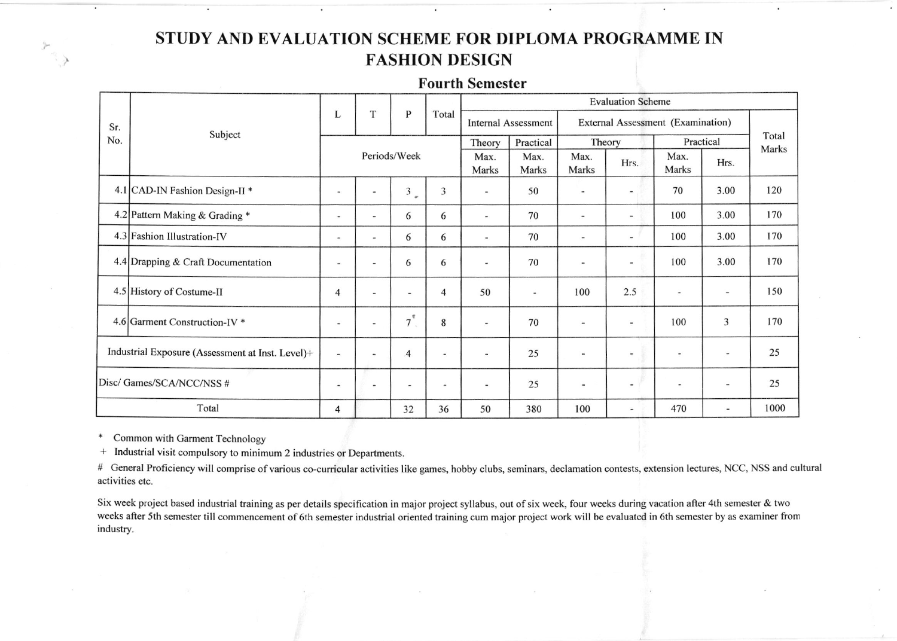# STUDY AND EVALUATION SCHEME FOR DIPLOMA PROGRAMME IN FASHION DESIGN

## Fourth Semester

| Sr. No. | Subject | L | T | P | Total | Evaluation Scheme | | | | | | Total Marks |
|---|---|---|---|---|---|---|---|---|---|---|---|---|
| | | | | | | Internal Assessment | | External Assessment (Examination) | | | | |
| | | Periods/Week | | | | Theory | Practical | Theory | | Practical | | |
| | | | | | | Max. Marks | Max. Marks | Max. Marks | Hrs. | Max. Marks | Hrs. | |
| 4.1 | CAD-IN Fashion Design-II * | - | - | 3 | 3 | - | 50 | - | - | 70 | 3.00 | 120 |
| 4.2 | Pattern Making & Grading * | - | - | 6 | 6 | - | 70 | - | - | 100 | 3.00 | 170 |
| 4.3 | Fashion Illustration-IV | - | - | 6 | 6 | - | 70 | - | - | 100 | 3.00 | 170 |
| 4.4 | Dropping & Craft Documentation | - | - | 6 | 6 | - | 70 | - | - | 100 | 3.00 | 170 |
| 4.5 | History of Costume-II | 4 | - | - | 4 | 50 | - | 100 | 2.5 | - | - | 150 |
| 4.6 | Garment Construction-IV * | - | - | 7 | 8 | - | 70 | - | - | 100 | 3 | 170 |
| Industrial Exposure (Assessment at Inst. Level)+ | | - | - | 4 | - | - | 25 | - | - | - | - | 25 |
| Disc/ Games/SCA/NCC/NSS # | | - | - | - | - | - | 25 | - | - | - | - | 25 |
| Total | | 4 | | 32 | 36 | 50 | 380 | 100 | - | 470 | - | 1000 |

\* Common with Garment Technology

\+ Industrial visit compulsory to minimum 2 industries or Departments.

\# General Proficiency will comprise of various co-curricular activities like games, hobby clubs, seminars, declamation contests, extension lectures, NCC, NSS and cultural activities etc.

Six week project based industrial training as per details specification in major project syllabus, out of six week, four weeks during vacation after 4th semester & two weeks after 5th semester till commencement of 6th semester industrial oriented training cum major project work will be evaluated in 6th semester by as examiner from industry.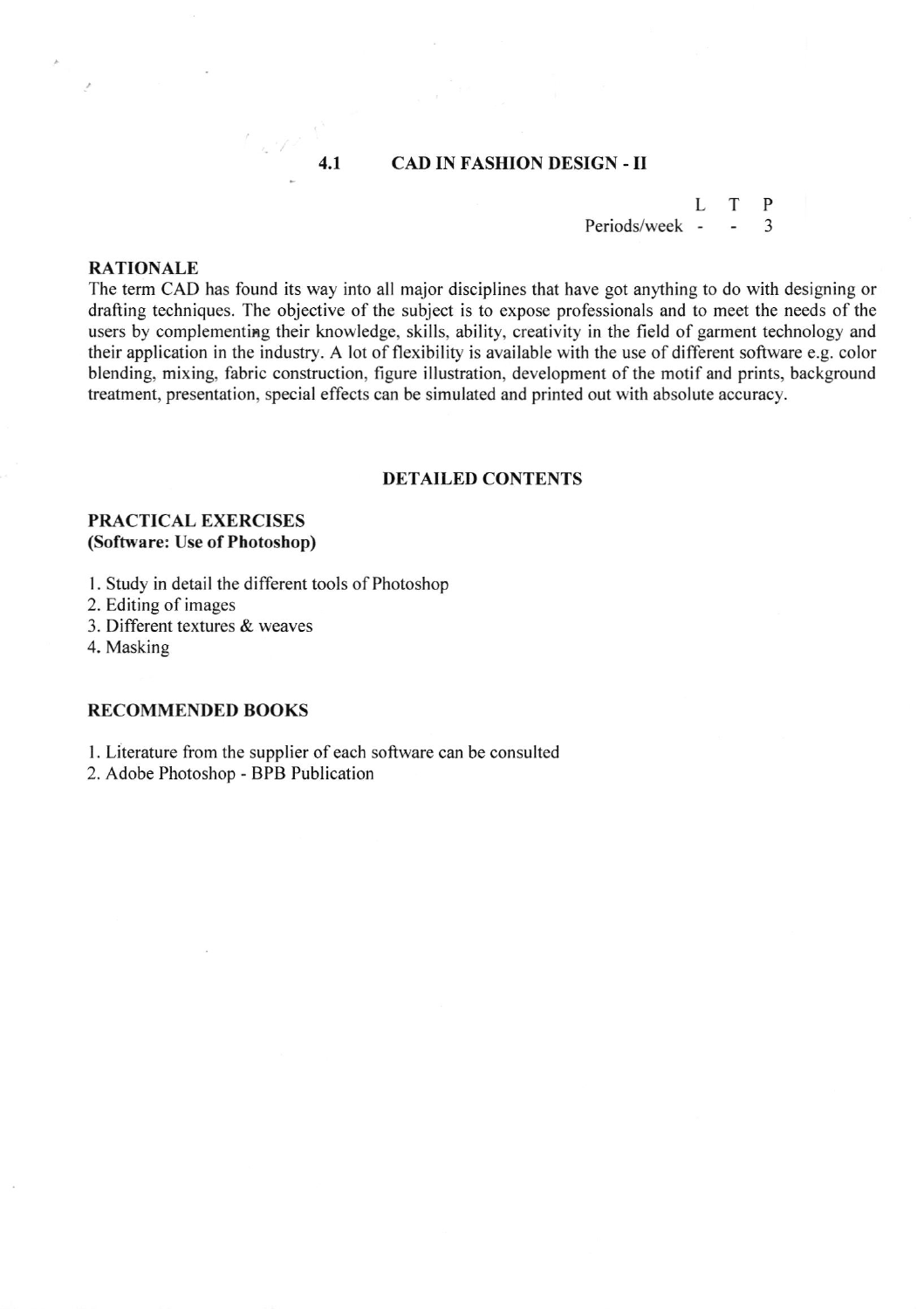## 4.1 CAD IN FASHION DESIGN - II

| | L | T | P |
|---|---|---|---|
| Periods/week | - | - | 3 |

### RATIONALE

The term CAD has found its way into all major disciplines that have got anything to do with designing or drafting techniques. The objective of the subject is to expose professionals and to meet the needs of the users by complementing their knowledge, skills, ability, creativity in the field of garment technology and their application in the industry. A lot of flexibility is available with the use of different software e.g. color blending, mixing, fabric construction, figure illustration, development of the motif and prints, background treatment, presentation, special effects can be simulated and printed out with absolute accuracy.

### DETAILED CONTENTS

**PRACTICAL EXERCISES**
**(Software: Use of Photoshop)**

1. Study in detail the different tools of Photoshop
2. Editing of images
3. Different textures & weaves
4. Masking

### RECOMMENDED BOOKS

1. Literature from the supplier of each software can be consulted
2. Adobe Photoshop - BPB Publication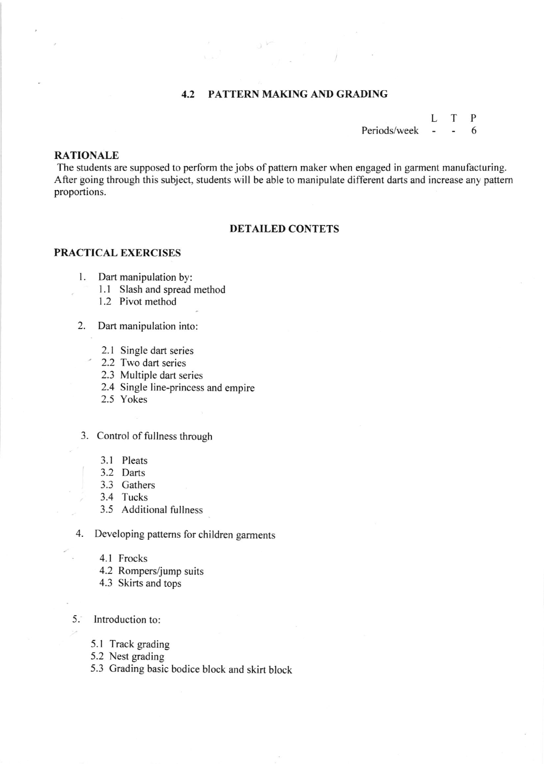## 4.2 PATTERN MAKING AND GRADING

| | L | T | P |
|---|---|---|---|
| Periods/week | - | - | 6 |

### RATIONALE

The students are supposed to perform the jobs of pattern maker when engaged in garment manufacturing. After going through this subject, students will be able to manipulate different darts and increase any pattern proportions.

### DETAILED CONTETS

### PRACTICAL EXERCISES

1. Dart manipulation by:
   - 1.1 Slash and spread method
   - 1.2 Pivot method

2. Dart manipulation into:
   - 2.1 Single dart series
   - 2.2 Two dart series
   - 2.3 Multiple dart series
   - 2.4 Single line-princess and empire
   - 2.5 Yokes

3. Control of fullness through
   - 3.1 Pleats
   - 3.2 Darts
   - 3.3 Gathers
   - 3.4 Tucks
   - 3.5 Additional fullness

4. Developing patterns for children garments
   - 4.1 Frocks
   - 4.2 Rompers/jump suits
   - 4.3 Skirts and tops

5. Introduction to:
   - 5.1 Track grading
   - 5.2 Nest grading
   - 5.3 Grading basic bodice block and skirt block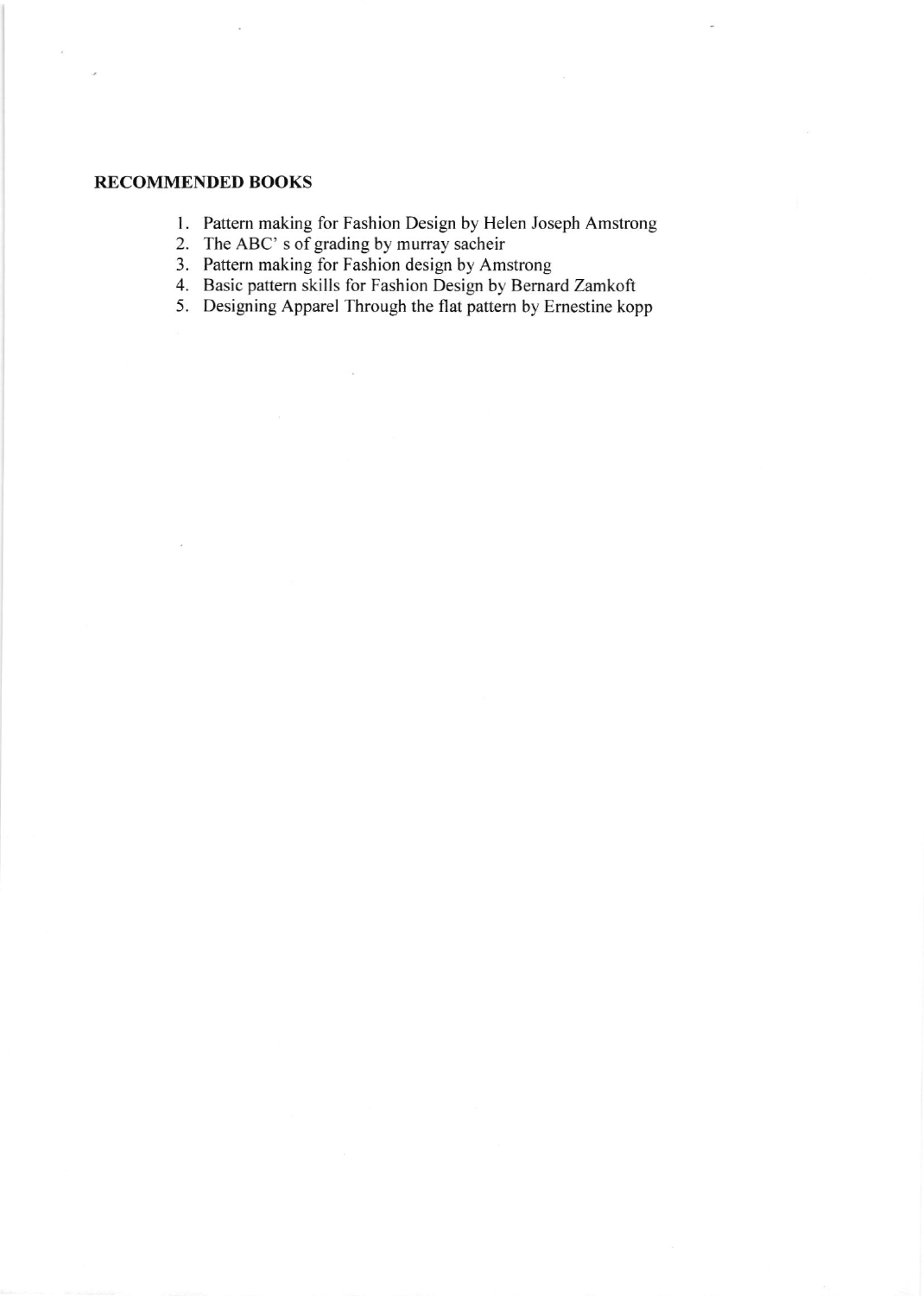## RECOMMENDED BOOKS

1. Pattern making for Fashion Design by Helen Joseph Amstrong
2. The ABC' s of grading by murray sacheir
3. Pattern making for Fashion design by Amstrong
4. Basic pattern skills for Fashion Design by Bernard Zamkoft
5. Designing Apparel Through the flat pattern by Ernestine kopp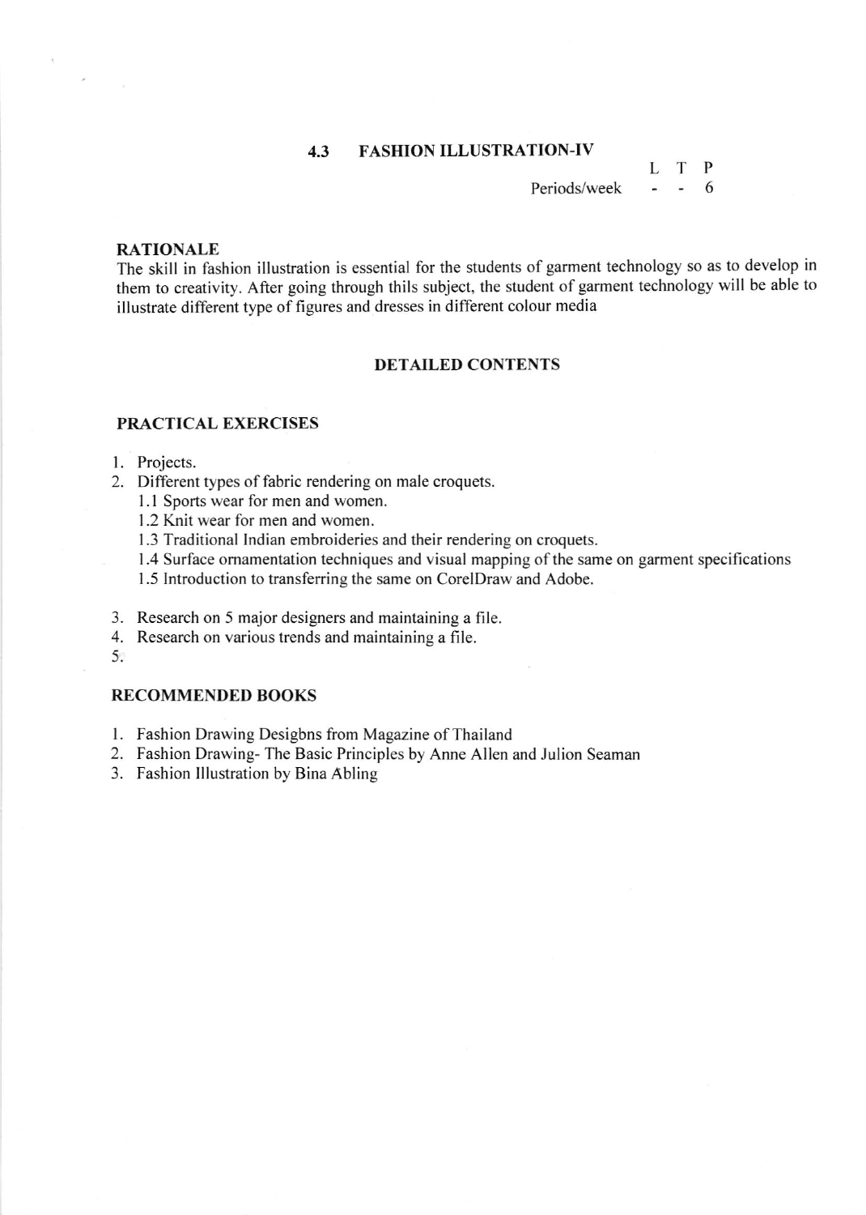## 4.3 FASHION ILLUSTRATION-IV

| | L | T | P |
|---|---|---|---|
| Periods/week | - | - | 6 |

### RATIONALE

The skill in fashion illustration is essential for the students of garment technology so as to develop in them to creativity. After going through thils subject, the student of garment technology will be able to illustrate different type of figures and dresses in different colour media

### DETAILED CONTENTS

### PRACTICAL EXERCISES

1. Projects.
2. Different types of fabric rendering on male croquets.
   1.1 Sports wear for men and women.
   1.2 Knit wear for men and women.
   1.3 Traditional Indian embroideries and their rendering on croquets.
   1.4 Surface ornamentation techniques and visual mapping of the same on garment specifications
   1.5 Introduction to transferring the same on CorelDraw and Adobe.
3. Research on 5 major designers and maintaining a file.
4. Research on various trends and maintaining a file.
5.

### RECOMMENDED BOOKS

1. Fashion Drawing Desigbns from Magazine of Thailand
2. Fashion Drawing- The Basic Principles by Anne Allen and Julion Seaman
3. Fashion Illustration by Bina Abling